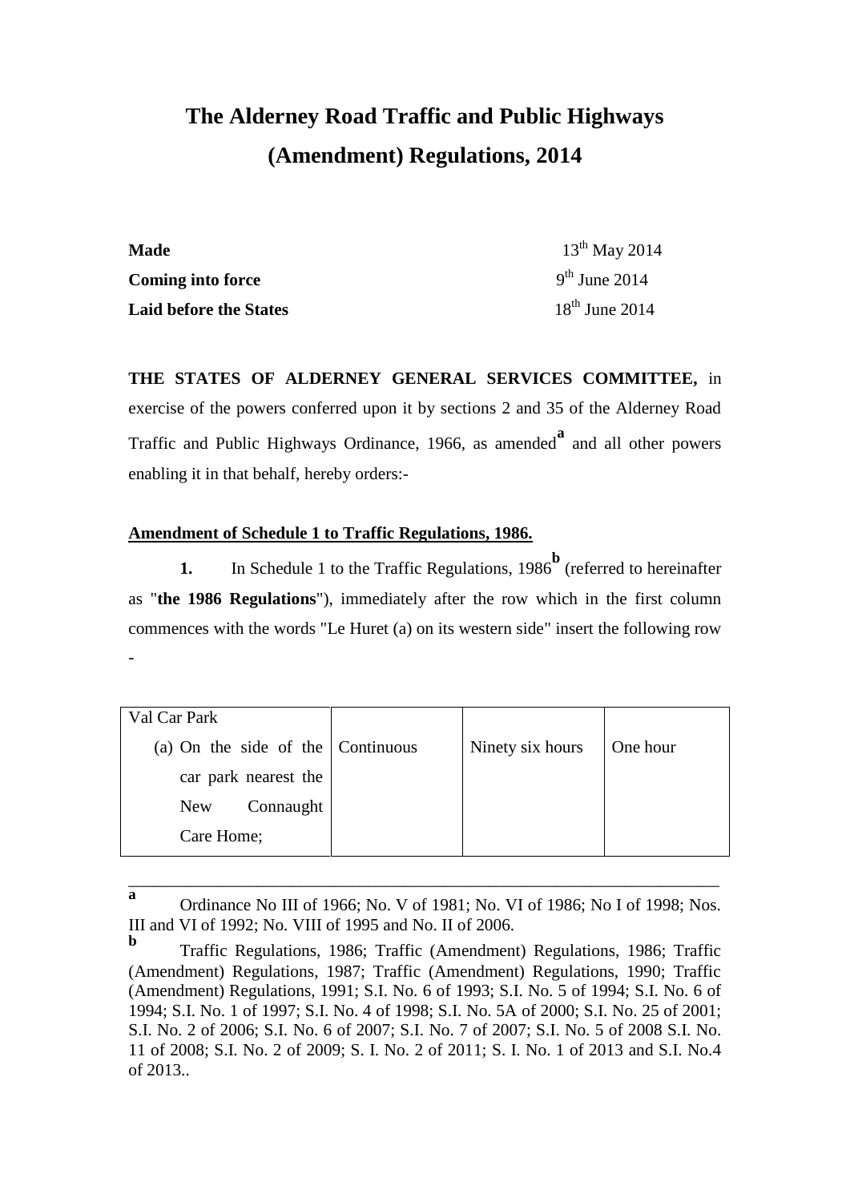# The Alderney Road Traffic and Public Highways (Amendment) Regulations, 2014

| | |
|---|---|
| **Made** | 13th May 2014 |
| **Coming into force** | 9th June 2014 |
| **Laid before the States** | 18th June 2014 |

**THE STATES OF ALDERNEY GENERAL SERVICES COMMITTEE,** in exercise of the powers conferred upon it by sections 2 and 35 of the Alderney Road Traffic and Public Highways Ordinance, 1966, as amended[a] and all other powers enabling it in that behalf, hereby orders:-

**Amendment of Schedule 1 to Traffic Regulations, 1986.**

**1.** In Schedule 1 to the Traffic Regulations, 1986[b] (referred to hereinafter as "**the 1986 Regulations**"), immediately after the row which in the first column commences with the words "Le Huret (a) on its western side" insert the following row -

| Val Car Park | | | |
|---|---|---|---|
| (a) On the side of the car park nearest the New Connaught Care Home; | Continuous | Ninety six hours | One hour |

---

[a] Ordinance No III of 1966; No. V of 1981; No. VI of 1986; No I of 1998; Nos. III and VI of 1992; No. VIII of 1995 and No. II of 2006.

[b] Traffic Regulations, 1986; Traffic (Amendment) Regulations, 1986; Traffic (Amendment) Regulations, 1987; Traffic (Amendment) Regulations, 1990; Traffic (Amendment) Regulations, 1991; S.I. No. 6 of 1993; S.I. No. 5 of 1994; S.I. No. 6 of 1994; S.I. No. 1 of 1997; S.I. No. 4 of 1998; S.I. No. 5A of 2000; S.I. No. 25 of 2001; S.I. No. 2 of 2006; S.I. No. 6 of 2007; S.I. No. 7 of 2007; S.I. No. 5 of 2008 S.I. No. 11 of 2008; S.I. No. 2 of 2009; S. I. No. 2 of 2011; S. I. No. 1 of 2013 and S.I. No.4 of 2013..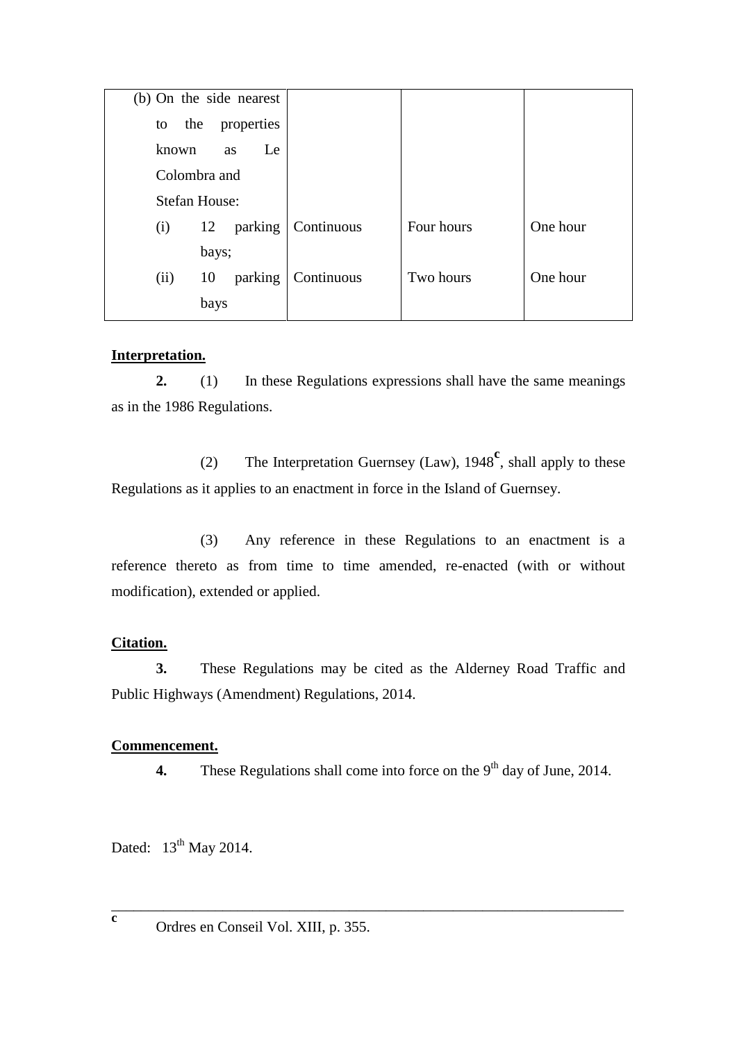| | | | |
|---|---|---|---|
| (b) On the side nearest to the properties known as Le Colombra and Stefan House: | | | |
| (i) 12 parking bays; | Continuous | Four hours | One hour |
| (ii) 10 parking bays | Continuous | Two hours | One hour |

**Interpretation.**

**2.** (1) In these Regulations expressions shall have the same meanings as in the 1986 Regulations.

(2) The Interpretation Guernsey (Law), 1948[c], shall apply to these Regulations as it applies to an enactment in force in the Island of Guernsey.

(3) Any reference in these Regulations to an enactment is a reference thereto as from time to time amended, re-enacted (with or without modification), extended or applied.

**Citation.**

**3.** These Regulations may be cited as the Alderney Road Traffic and Public Highways (Amendment) Regulations, 2014.

**Commencement.**

**4.** These Regulations shall come into force on the 9th day of June, 2014.

Dated: 13th May 2014.

---

[c] Ordres en Conseil Vol. XIII, p. 355.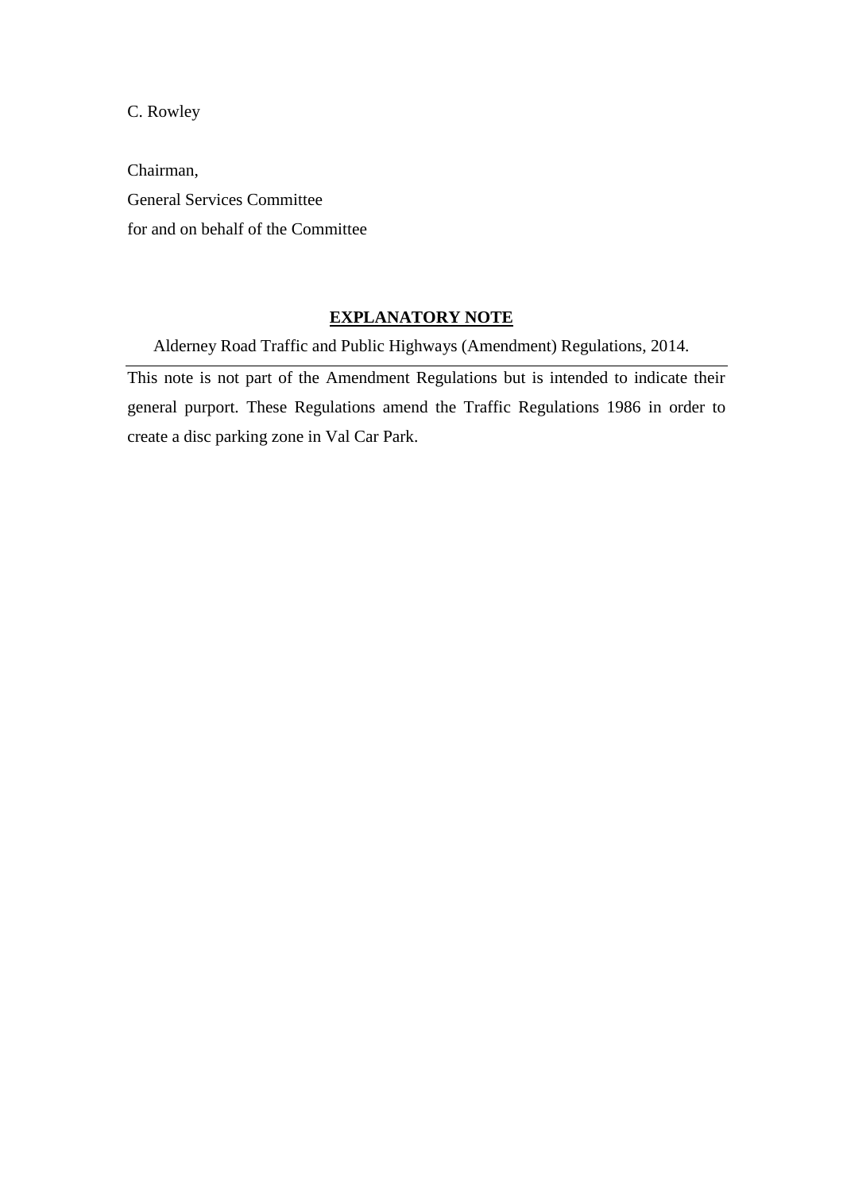C. Rowley

Chairman,

General Services Committee

for and on behalf of the Committee

**<u>EXPLANATORY NOTE</u>**

Alderney Road Traffic and Public Highways (Amendment) Regulations, 2014.

---

This note is not part of the Amendment Regulations but is intended to indicate their general purport. These Regulations amend the Traffic Regulations 1986 in order to create a disc parking zone in Val Car Park.